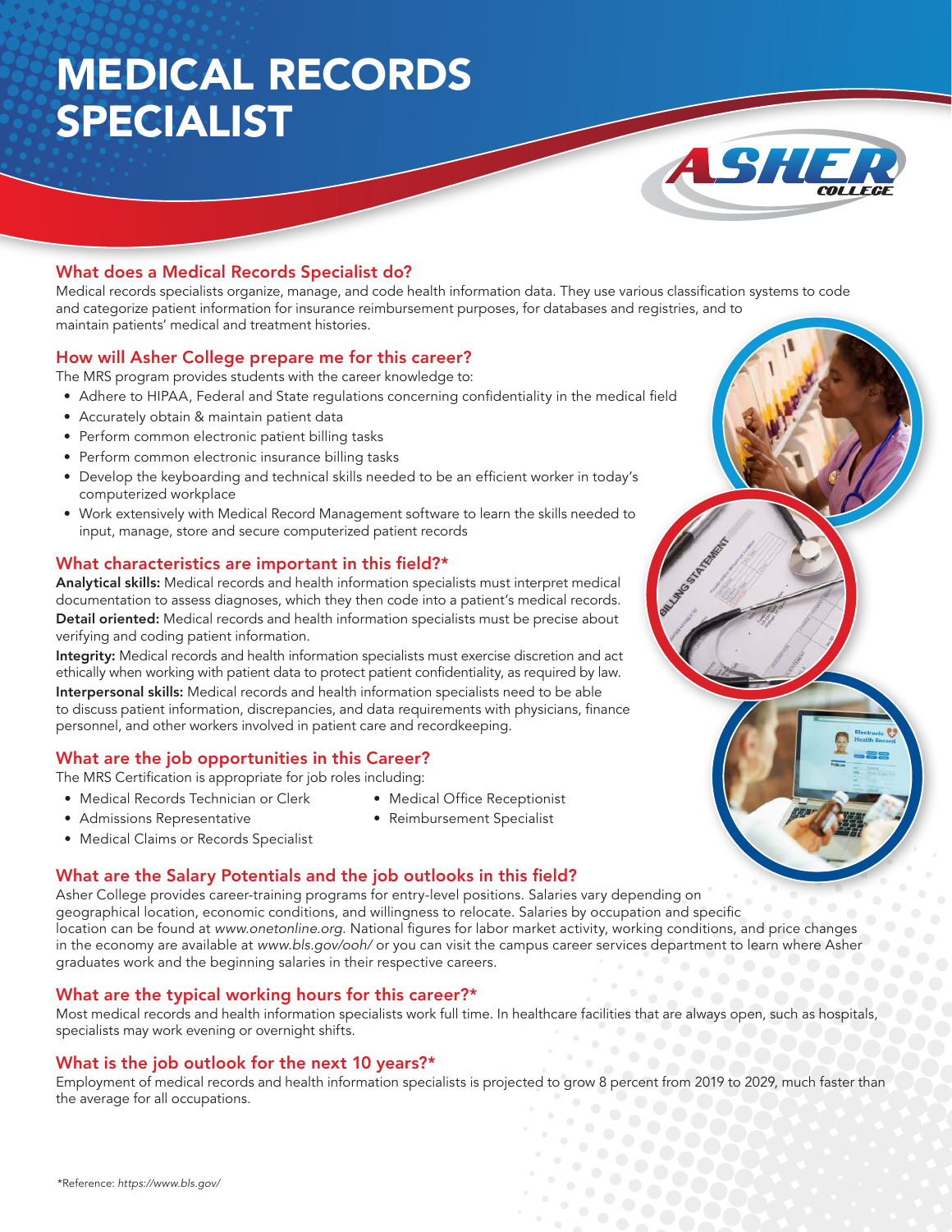# MEDICAL RECORDS SPECIALIST

ASHER COLLEGE

## What does a Medical Records Specialist do?

Medical records specialists organize, manage, and code health information data. They use various classification systems to code and categorize patient information for insurance reimbursement purposes, for databases and registries, and to maintain patients' medical and treatment histories.

## How will Asher College prepare me for this career?

The MRS program provides students with the career knowledge to:

- Adhere to HIPAA, Federal and State regulations concerning confidentiality in the medical field
- Accurately obtain & maintain patient data
- Perform common electronic patient billing tasks
- Perform common electronic insurance billing tasks
- Develop the keyboarding and technical skills needed to be an efficient worker in today's computerized workplace
- Work extensively with Medical Record Management software to learn the skills needed to input, manage, store and secure computerized patient records

## What characteristics are important in this field?*

**Analytical skills:** Medical records and health information specialists must interpret medical documentation to assess diagnoses, which they then code into a patient's medical records.

**Detail oriented:** Medical records and health information specialists must be precise about verifying and coding patient information.

**Integrity:** Medical records and health information specialists must exercise discretion and act ethically when working with patient data to protect patient confidentiality, as required by law.

**Interpersonal skills:** Medical records and health information specialists need to be able to discuss patient information, discrepancies, and data requirements with physicians, finance personnel, and other workers involved in patient care and recordkeeping.

## What are the job opportunities in this Career?

The MRS Certification is appropriate for job roles including:

- Medical Records Technician or Clerk
- Admissions Representative
- Medical Claims or Records Specialist
- Medical Office Receptionist
- Reimbursement Specialist

## What are the Salary Potentials and the job outlooks in this field?

Asher College provides career-training programs for entry-level positions. Salaries vary depending on geographical location, economic conditions, and willingness to relocate. Salaries by occupation and specific location can be found at *www.onetonline.org*. National figures for labor market activity, working conditions, and price changes in the economy are available at *www.bls.gov/ooh/* or you can visit the campus career services department to learn where Asher graduates work and the beginning salaries in their respective careers.

## What are the typical working hours for this career?*

Most medical records and health information specialists work full time. In healthcare facilities that are always open, such as hospitals, specialists may work evening or overnight shifts.

## What is the job outlook for the next 10 years?*

Employment of medical records and health information specialists is projected to grow 8 percent from 2019 to 2029, much faster than the average for all occupations.

*Reference: *https://www.bls.gov/*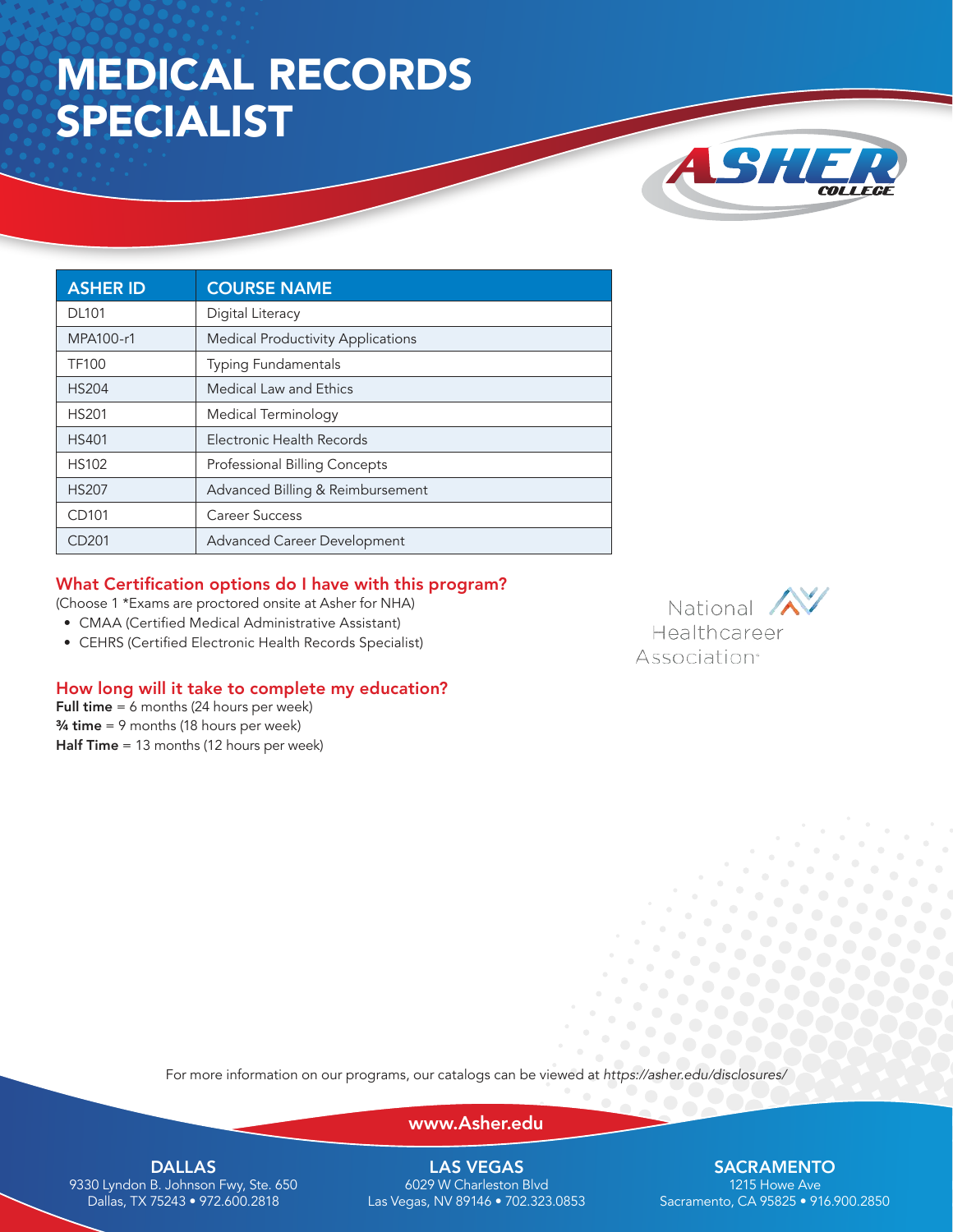# MEDICAL RECORDS SPECIALIST

| ASHER ID | COURSE NAME |
|---|---|
| DL101 | Digital Literacy |
| MPA100-r1 | Medical Productivity Applications |
| TF100 | Typing Fundamentals |
| HS204 | Medical Law and Ethics |
| HS201 | Medical Terminology |
| HS401 | Electronic Health Records |
| HS102 | Professional Billing Concepts |
| HS207 | Advanced Billing & Reimbursement |
| CD101 | Career Success |
| CD201 | Advanced Career Development |

## What Certification options do I have with this program?

(Choose 1 *Exams are proctored onsite at Asher for NHA)

- CMAA (Certified Medical Administrative Assistant)
- CEHRS (Certified Electronic Health Records Specialist)

National Healthcareer Association

## How long will it take to complete my education?

**Full time** = 6 months (24 hours per week)
**¾ time** = 9 months (18 hours per week)
**Half Time** = 13 months (12 hours per week)

For more information on our programs, our catalogs can be viewed at *https://asher.edu/disclosures/*

**www.Asher.edu**

**DALLAS**
9330 Lyndon B. Johnson Fwy, Ste. 650
Dallas, TX 75243 • 972.600.2818

**LAS VEGAS**
6029 W Charleston Blvd
Las Vegas, NV 89146 • 702.323.0853

**SACRAMENTO**
1215 Howe Ave
Sacramento, CA 95825 • 916.900.2850